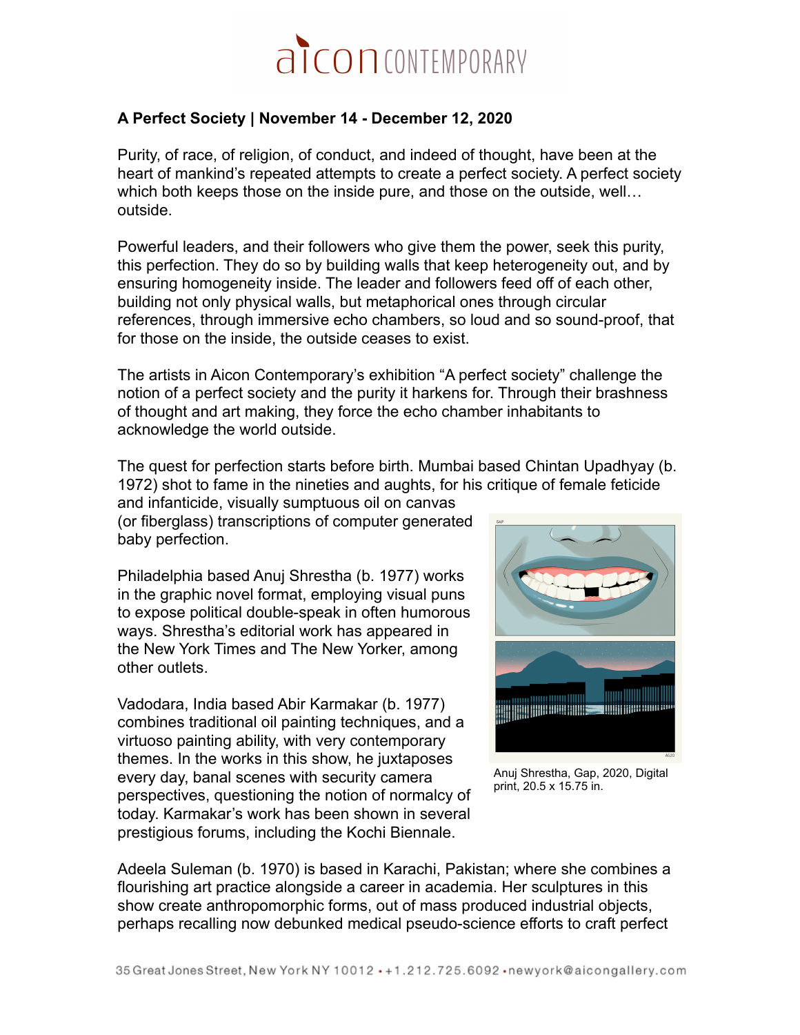# A Perfect Society | November 14 - December 12, 2020

Purity, of race, of religion, of conduct, and indeed of thought, have been at the heart of mankind's repeated attempts to create a perfect society. A perfect society which both keeps those on the inside pure, and those on the outside, well… outside.

Powerful leaders, and their followers who give them the power, seek this purity, this perfection. They do so by building walls that keep heterogeneity out, and by ensuring homogeneity inside. The leader and followers feed off of each other, building not only physical walls, but metaphorical ones through circular references, through immersive echo chambers, so loud and so sound-proof, that for those on the inside, the outside ceases to exist.

The artists in Aicon Contemporary's exhibition "A perfect society" challenge the notion of a perfect society and the purity it harkens for. Through their brashness of thought and art making, they force the echo chamber inhabitants to acknowledge the world outside.

The quest for perfection starts before birth. Mumbai based Chintan Upadhyay (b. 1972) shot to fame in the nineties and aughts, for his critique of female feticide and infanticide, visually sumptuous oil on canvas (or fiberglass) transcriptions of computer generated baby perfection.

Philadelphia based Anuj Shrestha (b. 1977) works in the graphic novel format, employing visual puns to expose political double-speak in often humorous ways. Shrestha's editorial work has appeared in the New York Times and The New Yorker, among other outlets.

Anuj Shrestha, Gap, 2020, Digital print, 20.5 x 15.75 in.

Vadodara, India based Abir Karmakar (b. 1977) combines traditional oil painting techniques, and a virtuoso painting ability, with very contemporary themes. In the works in this show, he juxtaposes every day, banal scenes with security camera perspectives, questioning the notion of normalcy of today. Karmakar's work has been shown in several prestigious forums, including the Kochi Biennale.

Adeela Suleman (b. 1970) is based in Karachi, Pakistan; where she combines a flourishing art practice alongside a career in academia. Her sculptures in this show create anthropomorphic forms, out of mass produced industrial objects, perhaps recalling now debunked medical pseudo-science efforts to craft perfect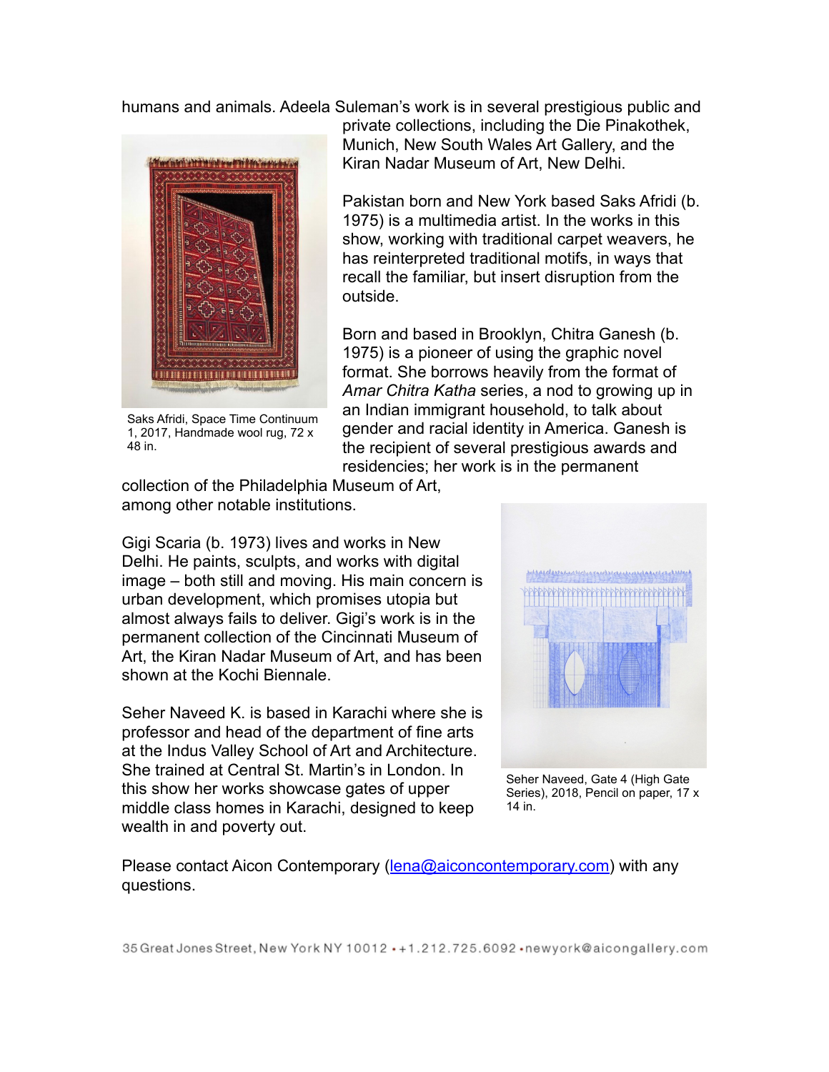humans and animals. Adeela Suleman's work is in several prestigious public and private collections, including the Die Pinakothek, Munich, New South Wales Art Gallery, and the Kiran Nadar Museum of Art, New Delhi.

Saks Afridi, Space Time Continuum 1, 2017, Handmade wool rug, 72 x 48 in.

Pakistan born and New York based Saks Afridi (b. 1975) is a multimedia artist. In the works in this show, working with traditional carpet weavers, he has reinterpreted traditional motifs, in ways that recall the familiar, but insert disruption from the outside.

Born and based in Brooklyn, Chitra Ganesh (b. 1975) is a pioneer of using the graphic novel format. She borrows heavily from the format of *Amar Chitra Katha* series, a nod to growing up in an Indian immigrant household, to talk about gender and racial identity in America. Ganesh is the recipient of several prestigious awards and residencies; her work is in the permanent collection of the Philadelphia Museum of Art, among other notable institutions.

Gigi Scaria (b. 1973) lives and works in New Delhi. He paints, sculpts, and works with digital image – both still and moving. His main concern is urban development, which promises utopia but almost always fails to deliver. Gigi's work is in the permanent collection of the Cincinnati Museum of Art, the Kiran Nadar Museum of Art, and has been shown at the Kochi Biennale.

Seher Naveed K. is based in Karachi where she is professor and head of the department of fine arts at the Indus Valley School of Art and Architecture. She trained at Central St. Martin's in London. In this show her works showcase gates of upper middle class homes in Karachi, designed to keep wealth in and poverty out.

Seher Naveed, Gate 4 (High Gate Series), 2018, Pencil on paper, 17 x 14 in.

Please contact Aicon Contemporary (lena@aiconcontemporary.com) with any questions.

35 Great Jones Street, New York NY 10012 • +1.212.725.6092 • newyork@aicongallery.com